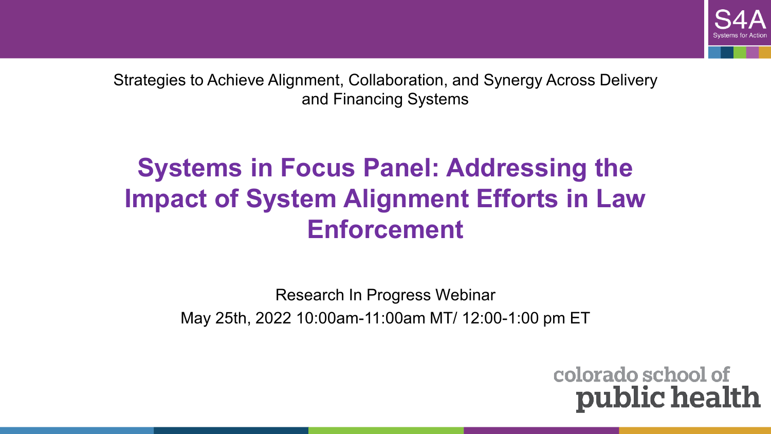S4A
Systems for Action

Strategies to Achieve Alignment, Collaboration, and Synergy Across Delivery and Financing Systems

# Systems in Focus Panel: Addressing the Impact of System Alignment Efforts in Law Enforcement

Research In Progress Webinar

May 25th, 2022 10:00am-11:00am MT/ 12:00-1:00 pm ET

colorado school of public health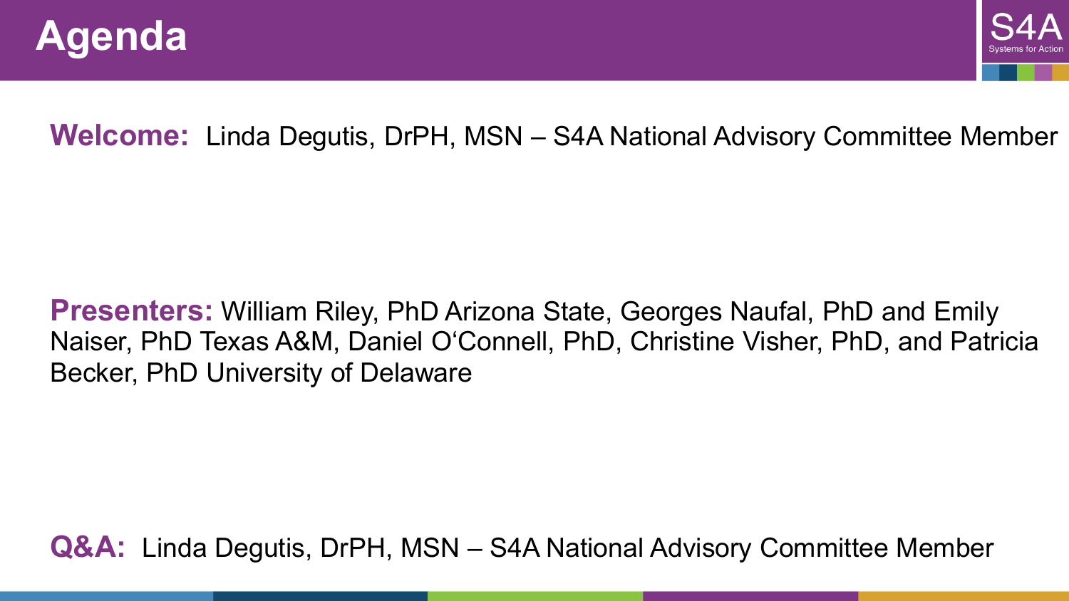# Agenda

**Welcome:** Linda Degutis, DrPH, MSN – S4A National Advisory Committee Member

**Presenters:** William Riley, PhD Arizona State, Georges Naufal, PhD and Emily Naiser, PhD Texas A&M, Daniel O'Connell, PhD, Christine Visher, PhD, and Patricia Becker, PhD University of Delaware

**Q&A:** Linda Degutis, DrPH, MSN – S4A National Advisory Committee Member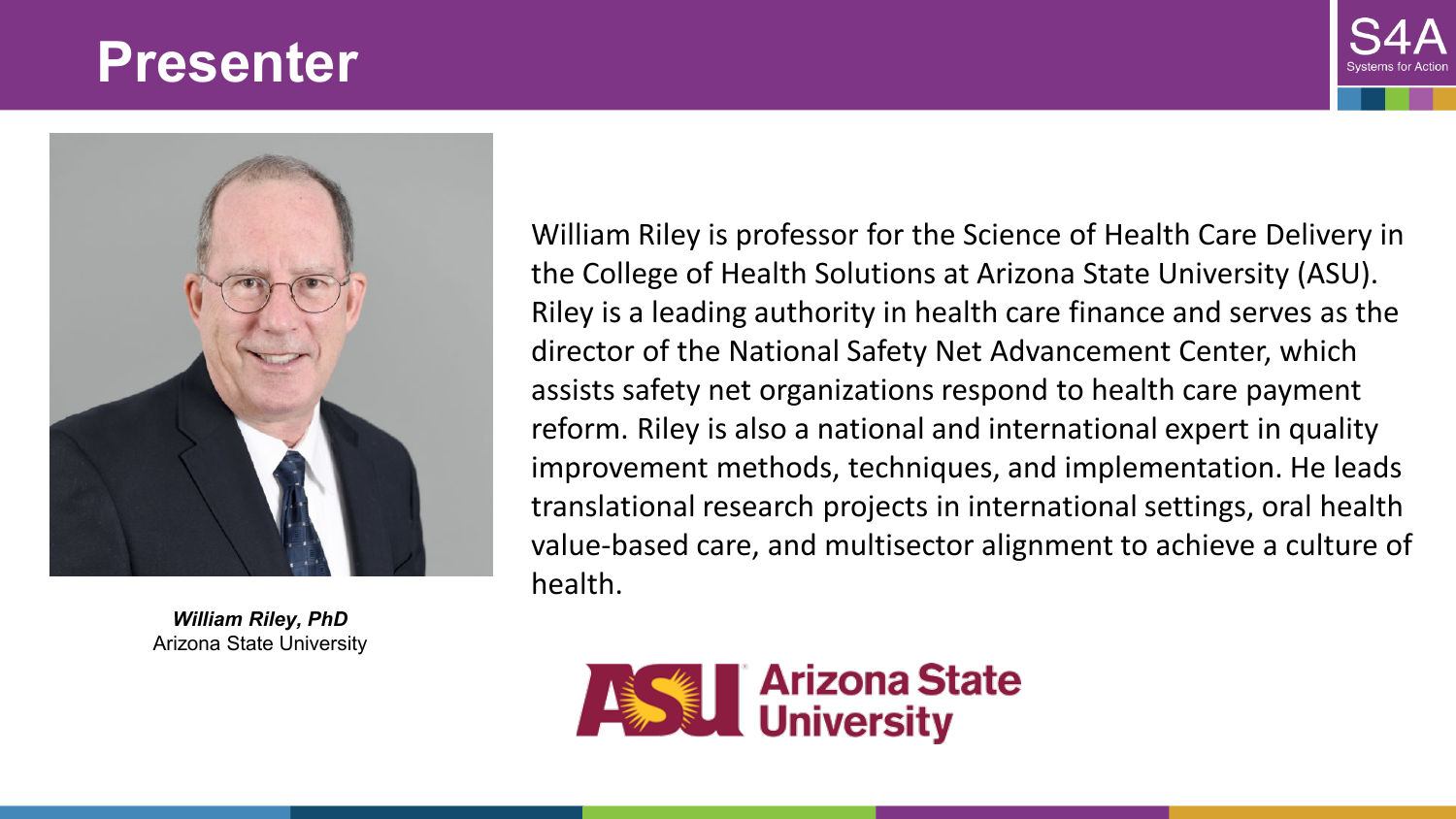# Presenter

***William Riley, PhD***
Arizona State University

William Riley is professor for the Science of Health Care Delivery in the College of Health Solutions at Arizona State University (ASU). Riley is a leading authority in health care finance and serves as the director of the National Safety Net Advancement Center, which assists safety net organizations respond to health care payment reform. Riley is also a national and international expert in quality improvement methods, techniques, and implementation. He leads translational research projects in international settings, oral health value-based care, and multisector alignment to achieve a culture of health.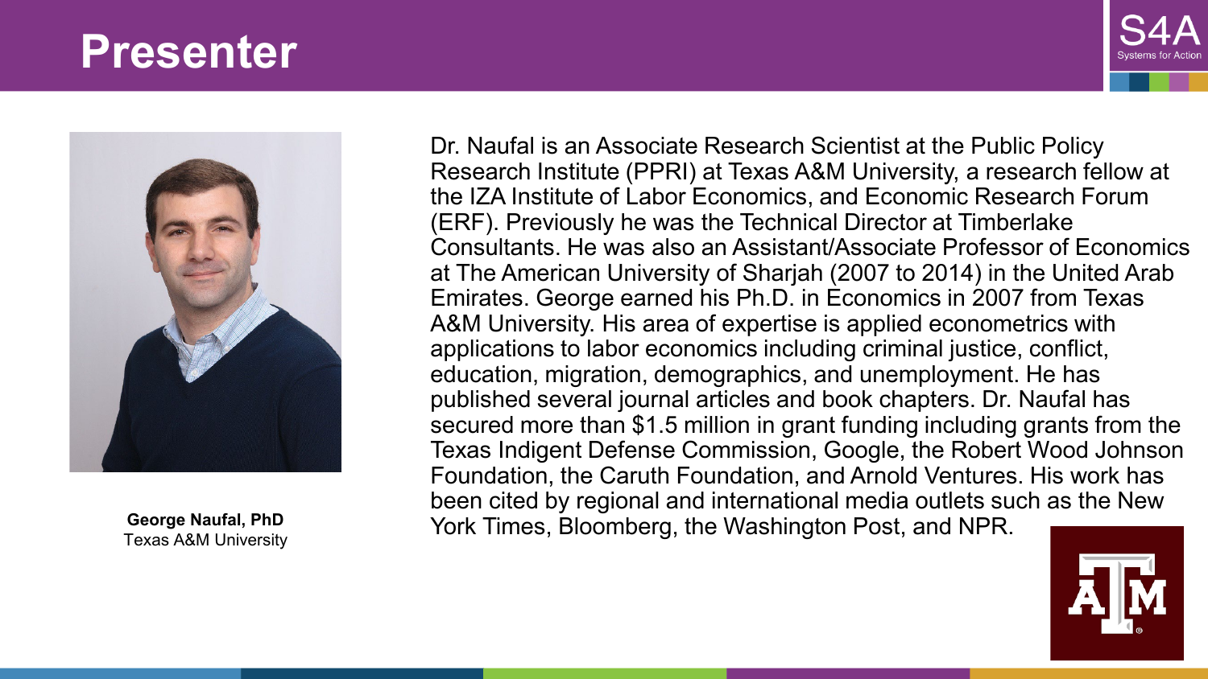# Presenter

**George Naufal, PhD**
Texas A&M University

Dr. Naufal is an Associate Research Scientist at the Public Policy Research Institute (PPRI) at Texas A&M University, a research fellow at the IZA Institute of Labor Economics, and Economic Research Forum (ERF). Previously he was the Technical Director at Timberlake Consultants. He was also an Assistant/Associate Professor of Economics at The American University of Sharjah (2007 to 2014) in the United Arab Emirates. George earned his Ph.D. in Economics in 2007 from Texas A&M University. His area of expertise is applied econometrics with applications to labor economics including criminal justice, conflict, education, migration, demographics, and unemployment. He has published several journal articles and book chapters. Dr. Naufal has secured more than $1.5 million in grant funding including grants from the Texas Indigent Defense Commission, Google, the Robert Wood Johnson Foundation, the Caruth Foundation, and Arnold Ventures. His work has been cited by regional and international media outlets such as the New York Times, Bloomberg, the Washington Post, and NPR.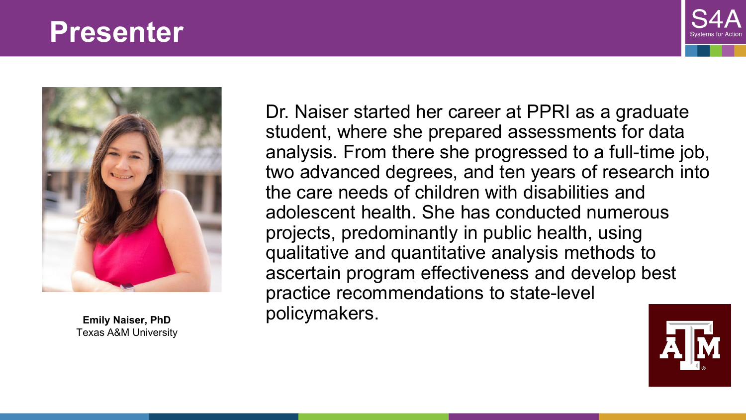# Presenter

**Emily Naiser, PhD**
Texas A&M University

Dr. Naiser started her career at PPRI as a graduate student, where she prepared assessments for data analysis. From there she progressed to a full-time job, two advanced degrees, and ten years of research into the care needs of children with disabilities and adolescent health. She has conducted numerous projects, predominantly in public health, using qualitative and quantitative analysis methods to ascertain program effectiveness and develop best practice recommendations to state-level policymakers.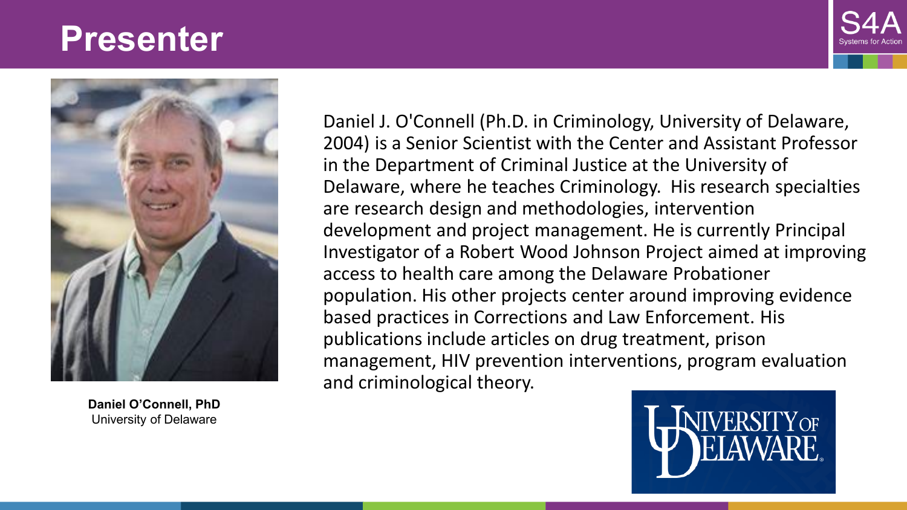# Presenter

**Daniel O'Connell, PhD**
University of Delaware

Daniel J. O'Connell (Ph.D. in Criminology, University of Delaware, 2004) is a Senior Scientist with the Center and Assistant Professor in the Department of Criminal Justice at the University of Delaware, where he teaches Criminology. His research specialties are research design and methodologies, intervention development and project management. He is currently Principal Investigator of a Robert Wood Johnson Project aimed at improving access to health care among the Delaware Probationer population. His other projects center around improving evidence based practices in Corrections and Law Enforcement. His publications include articles on drug treatment, prison management, HIV prevention interventions, program evaluation and criminological theory.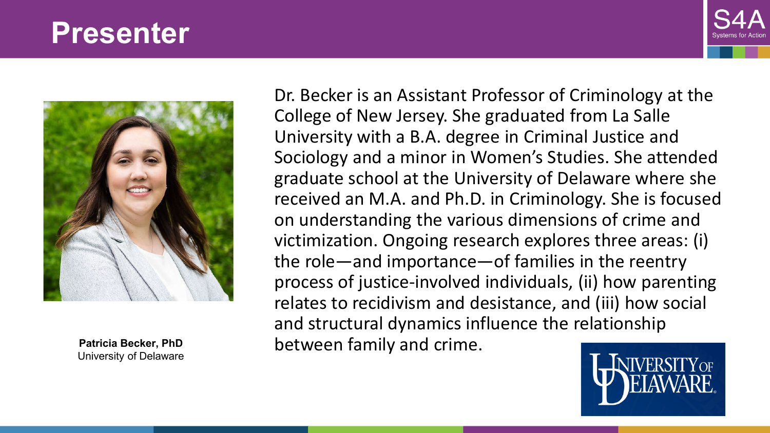# Presenter

**Patricia Becker, PhD**
University of Delaware

Dr. Becker is an Assistant Professor of Criminology at the College of New Jersey. She graduated from La Salle University with a B.A. degree in Criminal Justice and Sociology and a minor in Women's Studies. She attended graduate school at the University of Delaware where she received an M.A. and Ph.D. in Criminology. She is focused on understanding the various dimensions of crime and victimization. Ongoing research explores three areas: (i) the role—and importance—of families in the reentry process of justice-involved individuals, (ii) how parenting relates to recidivism and desistance, and (iii) how social and structural dynamics influence the relationship between family and crime.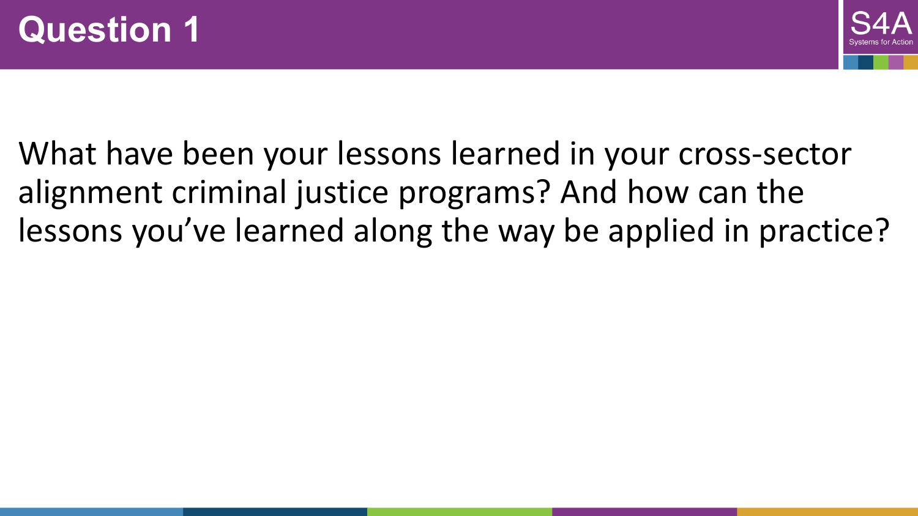# Question 1

What have been your lessons learned in your cross-sector alignment criminal justice programs? And how can the lessons you've learned along the way be applied in practice?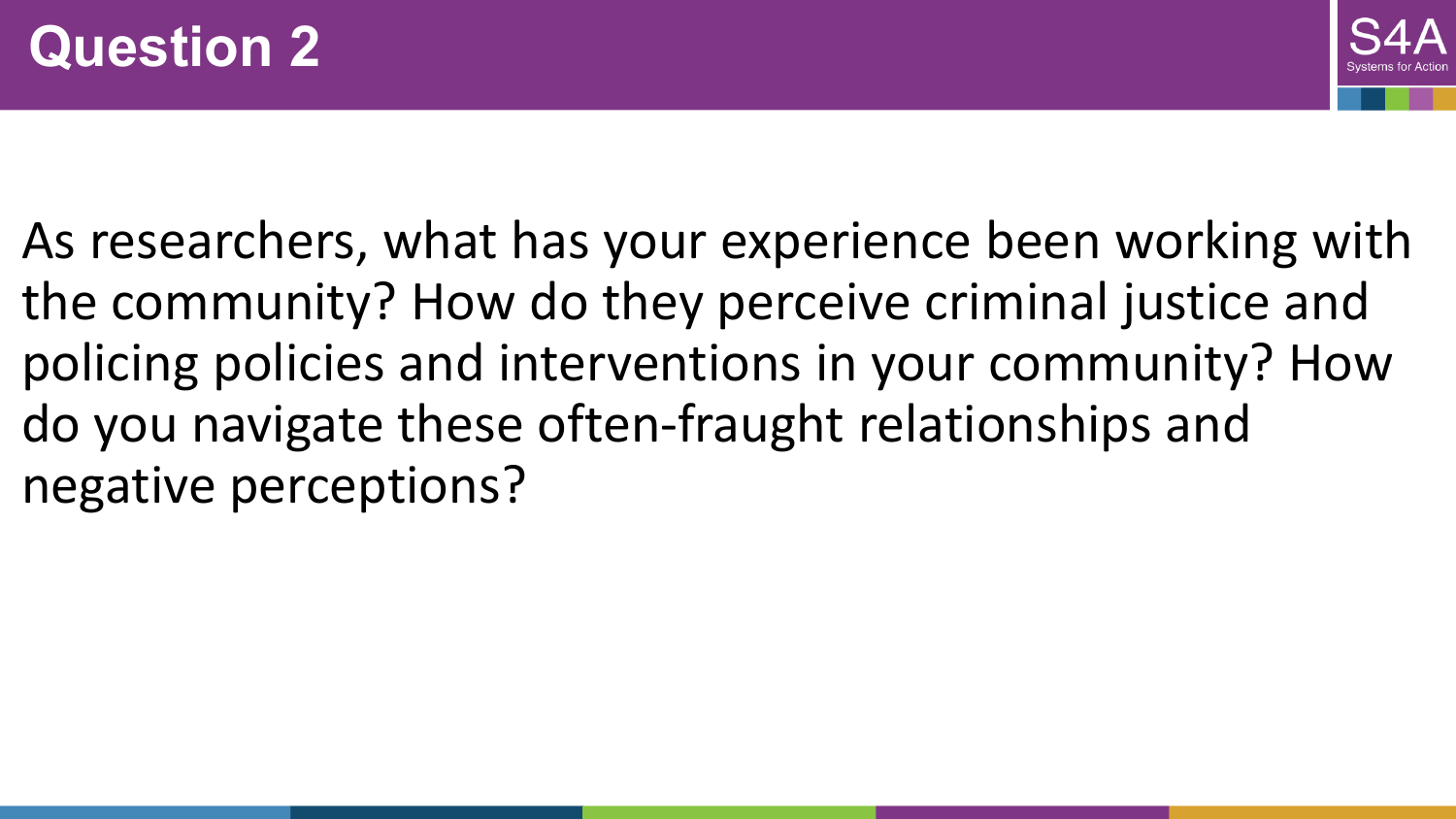# Question 2

As researchers, what has your experience been working with the community? How do they perceive criminal justice and policing policies and interventions in your community? How do you navigate these often-fraught relationships and negative perceptions?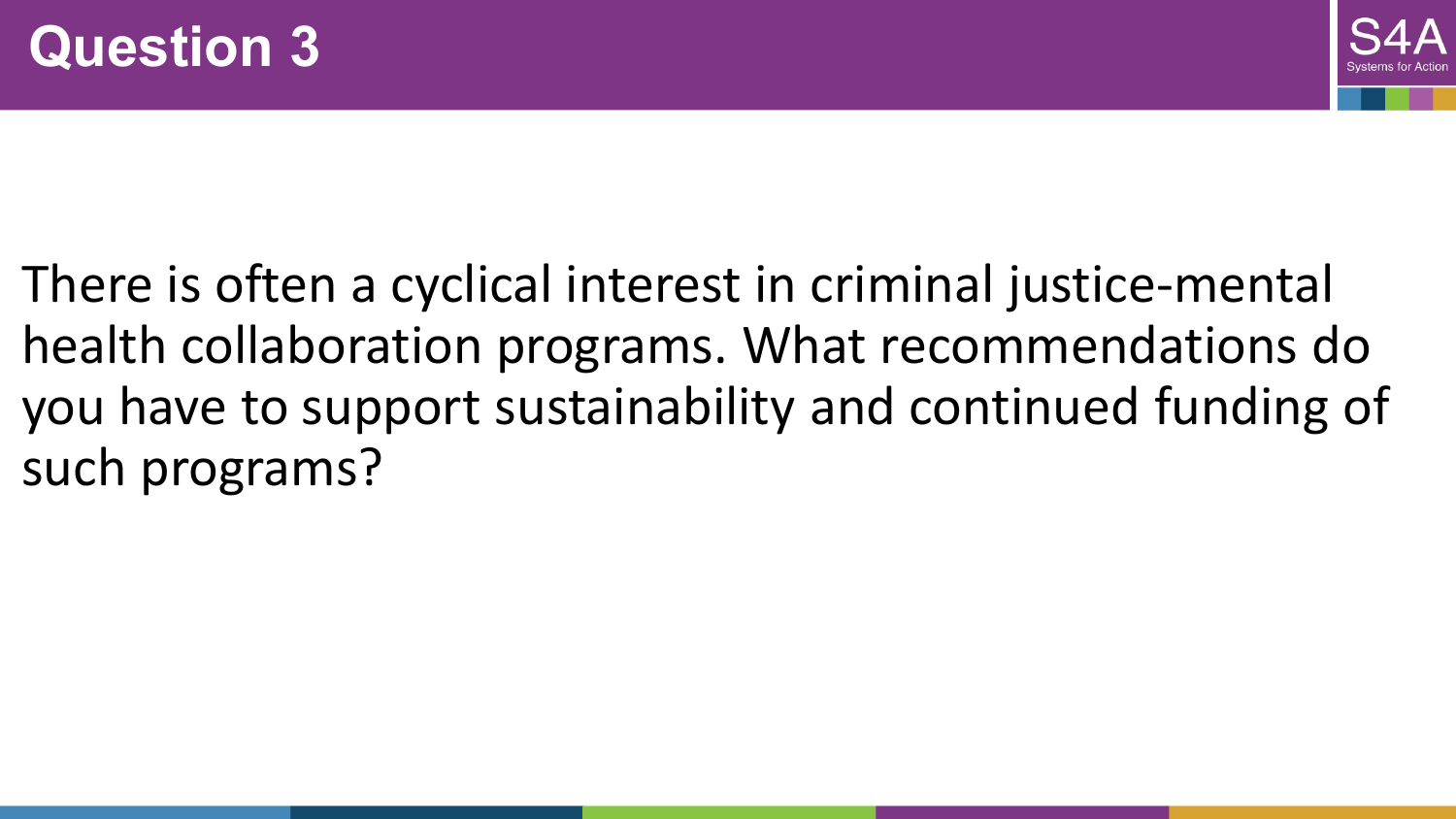# Question 3

There is often a cyclical interest in criminal justice-mental health collaboration programs. What recommendations do you have to support sustainability and continued funding of such programs?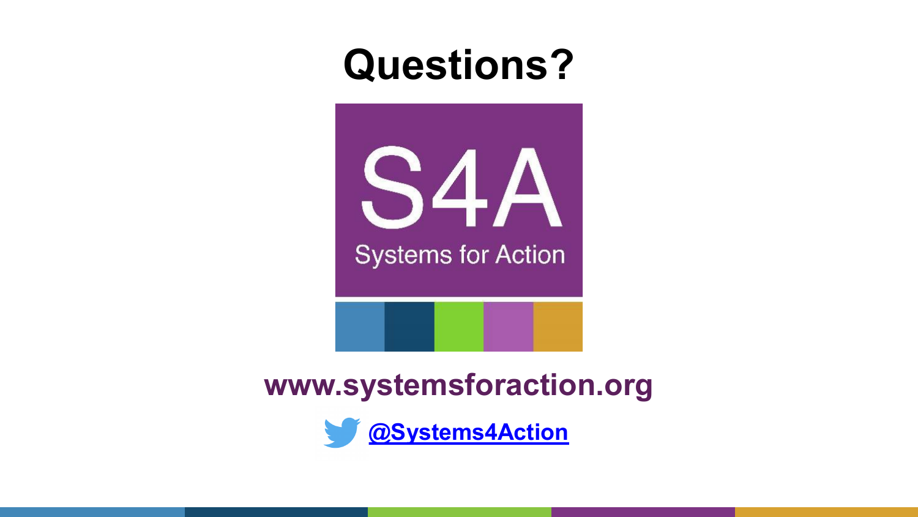# Questions?

S4A

Systems for Action

**www.systemsforaction.org**

**@Systems4Action**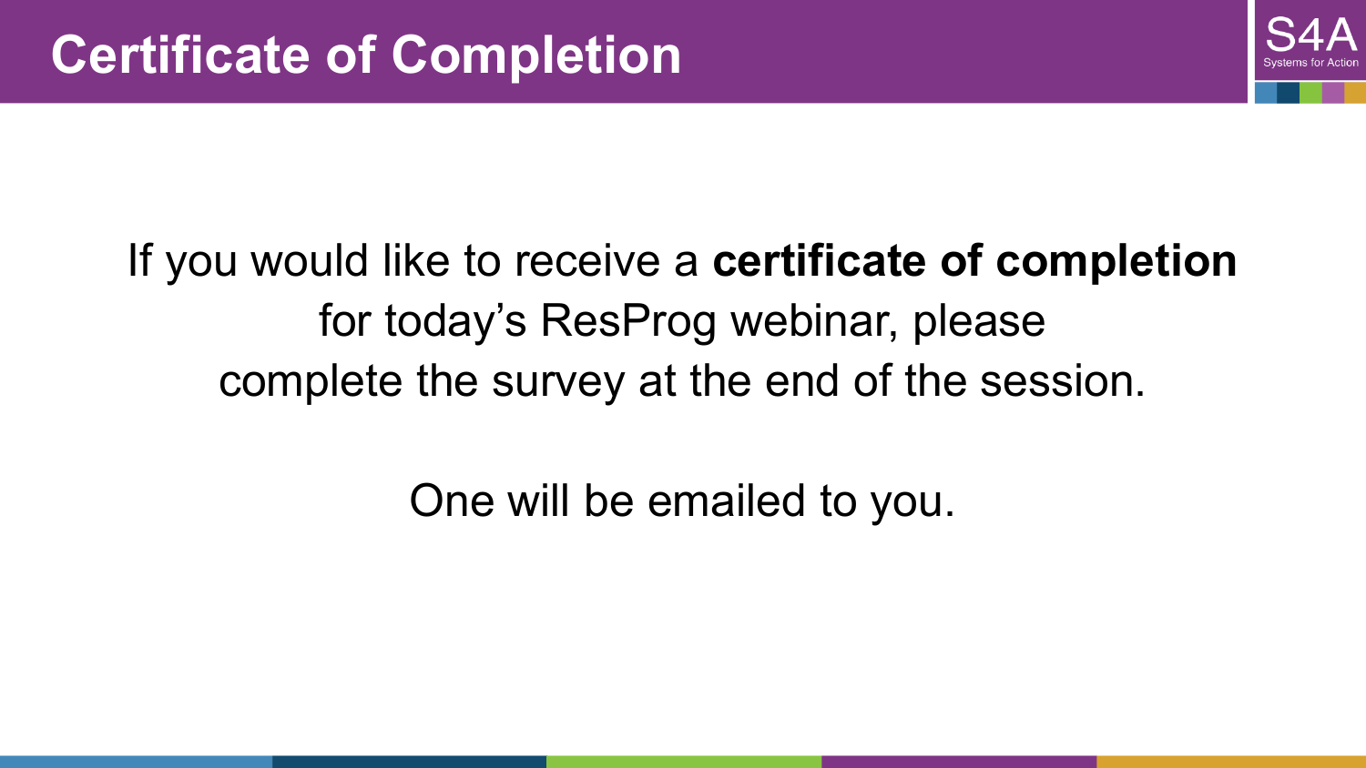# Certificate of Completion

If you would like to receive a **certificate of completion** for today's ResProg webinar, please complete the survey at the end of the session.

One will be emailed to you.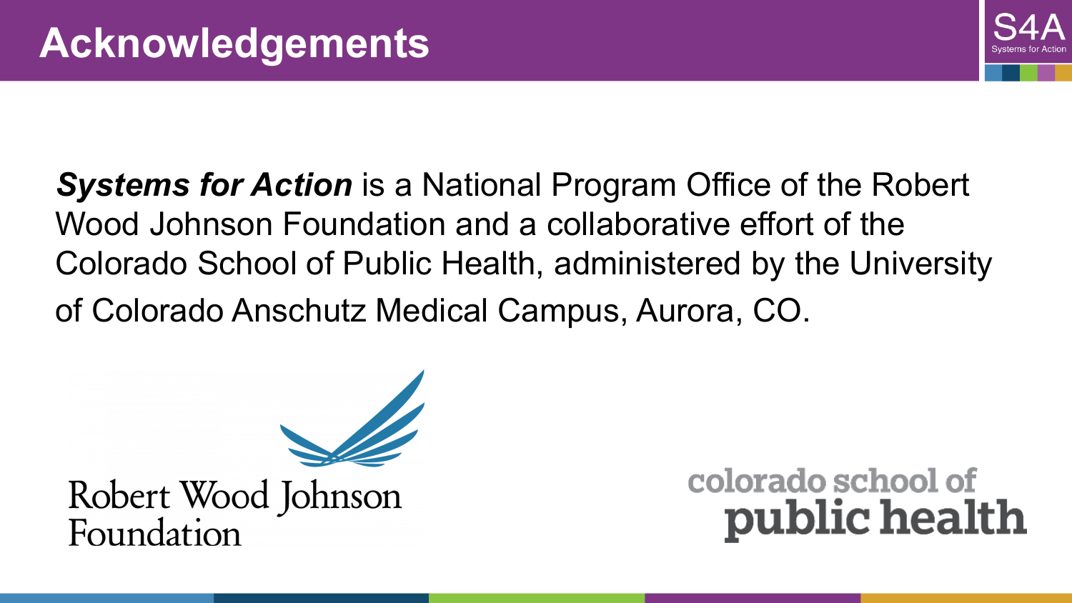# Acknowledgements

***Systems for Action*** is a National Program Office of the Robert Wood Johnson Foundation and a collaborative effort of the Colorado School of Public Health, administered by the University of Colorado Anschutz Medical Campus, Aurora, CO.

Robert Wood Johnson Foundation

colorado school of public health